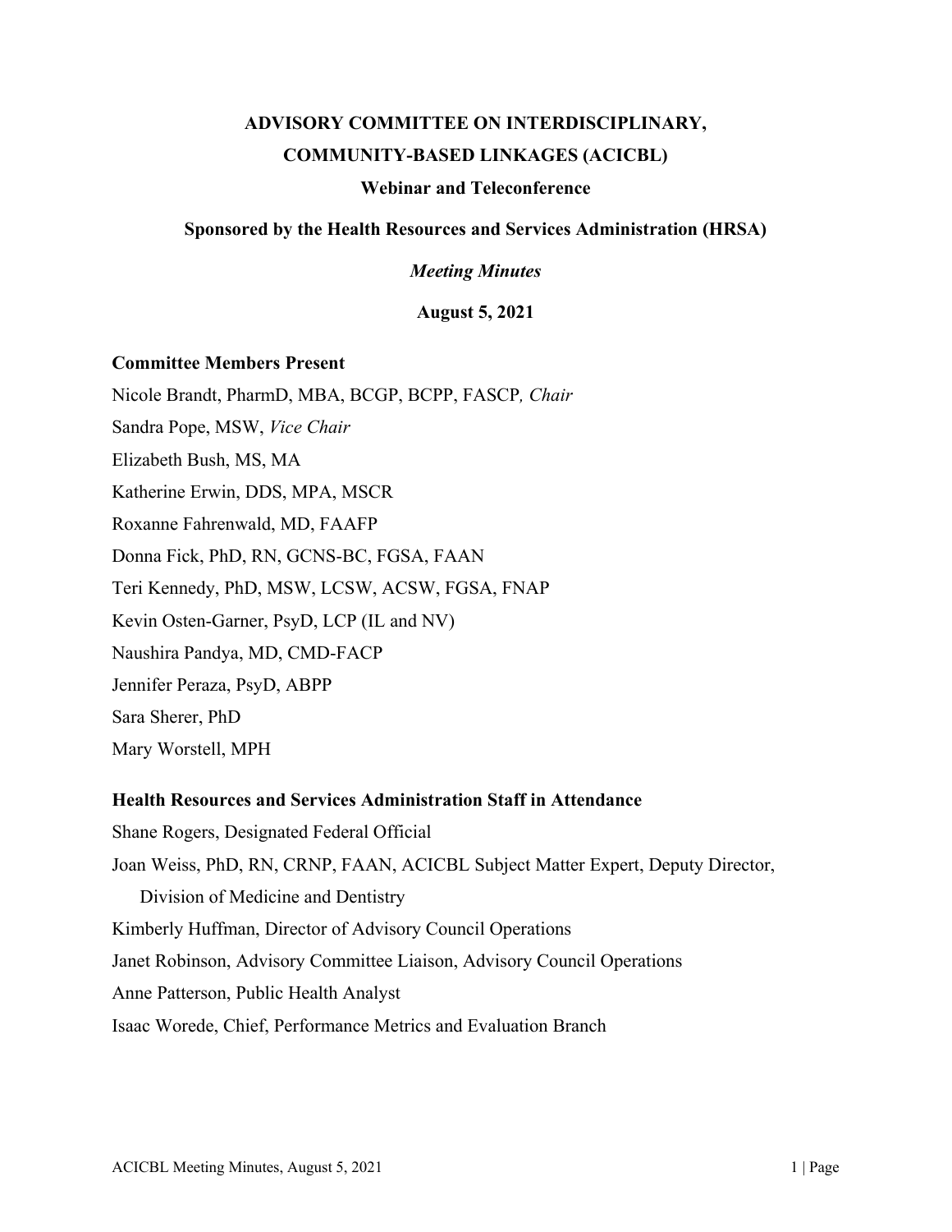# ADVISORY COMMITTEE ON INTERDISCIPLINARY, COMMUNITY-BASED LINKAGES (ACICBL)

**Webinar and Teleconference**

**Sponsored by the Health Resources and Services Administration (HRSA)**

***Meeting Minutes***

**August 5, 2021**

### Committee Members Present

Nicole Brandt, PharmD, MBA, BCGP, BCPP, FASCP*, Chair*

Sandra Pope, MSW, *Vice Chair*

Elizabeth Bush, MS, MA

Katherine Erwin, DDS, MPA, MSCR

Roxanne Fahrenwald, MD, FAAFP

Donna Fick, PhD, RN, GCNS-BC, FGSA, FAAN

Teri Kennedy, PhD, MSW, LCSW, ACSW, FGSA, FNAP

Kevin Osten-Garner, PsyD, LCP (IL and NV)

Naushira Pandya, MD, CMD-FACP

Jennifer Peraza, PsyD, ABPP

Sara Sherer, PhD

Mary Worstell, MPH

### Health Resources and Services Administration Staff in Attendance

Shane Rogers, Designated Federal Official

Joan Weiss, PhD, RN, CRNP, FAAN, ACICBL Subject Matter Expert, Deputy Director, Division of Medicine and Dentistry

Kimberly Huffman, Director of Advisory Council Operations

Janet Robinson, Advisory Committee Liaison, Advisory Council Operations

Anne Patterson, Public Health Analyst

Isaac Worede, Chief, Performance Metrics and Evaluation Branch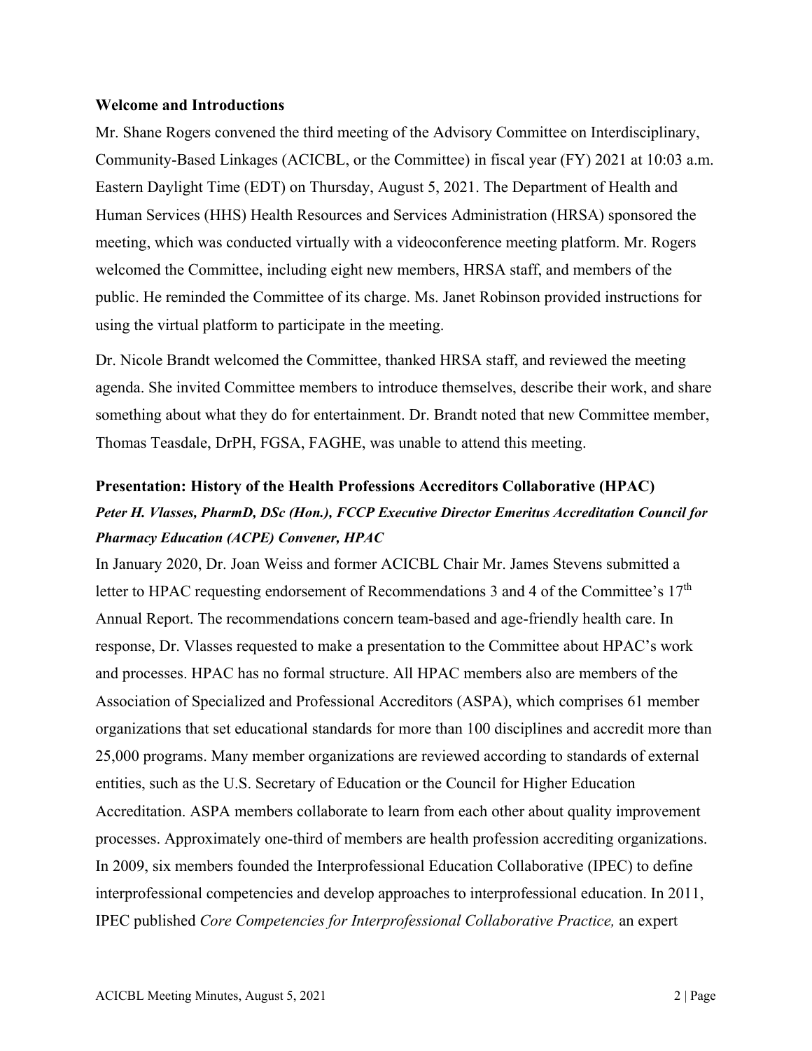**Welcome and Introductions**

Mr. Shane Rogers convened the third meeting of the Advisory Committee on Interdisciplinary, Community-Based Linkages (ACICBL, or the Committee) in fiscal year (FY) 2021 at 10:03 a.m. Eastern Daylight Time (EDT) on Thursday, August 5, 2021. The Department of Health and Human Services (HHS) Health Resources and Services Administration (HRSA) sponsored the meeting, which was conducted virtually with a videoconference meeting platform. Mr. Rogers welcomed the Committee, including eight new members, HRSA staff, and members of the public. He reminded the Committee of its charge. Ms. Janet Robinson provided instructions for using the virtual platform to participate in the meeting.

Dr. Nicole Brandt welcomed the Committee, thanked HRSA staff, and reviewed the meeting agenda. She invited Committee members to introduce themselves, describe their work, and share something about what they do for entertainment. Dr. Brandt noted that new Committee member, Thomas Teasdale, DrPH, FGSA, FAGHE, was unable to attend this meeting.

**Presentation: History of the Health Professions Accreditors Collaborative (HPAC)**

***Peter H. Vlasses, PharmD, DSc (Hon.), FCCP Executive Director Emeritus Accreditation Council for Pharmacy Education (ACPE) Convener, HPAC***

In January 2020, Dr. Joan Weiss and former ACICBL Chair Mr. James Stevens submitted a letter to HPAC requesting endorsement of Recommendations 3 and 4 of the Committee's 17th Annual Report. The recommendations concern team-based and age-friendly health care. In response, Dr. Vlasses requested to make a presentation to the Committee about HPAC's work and processes. HPAC has no formal structure. All HPAC members also are members of the Association of Specialized and Professional Accreditors (ASPA), which comprises 61 member organizations that set educational standards for more than 100 disciplines and accredit more than 25,000 programs. Many member organizations are reviewed according to standards of external entities, such as the U.S. Secretary of Education or the Council for Higher Education Accreditation. ASPA members collaborate to learn from each other about quality improvement processes. Approximately one-third of members are health profession accrediting organizations. In 2009, six members founded the Interprofessional Education Collaborative (IPEC) to define interprofessional competencies and develop approaches to interprofessional education. In 2011, IPEC published *Core Competencies for Interprofessional Collaborative Practice,* an expert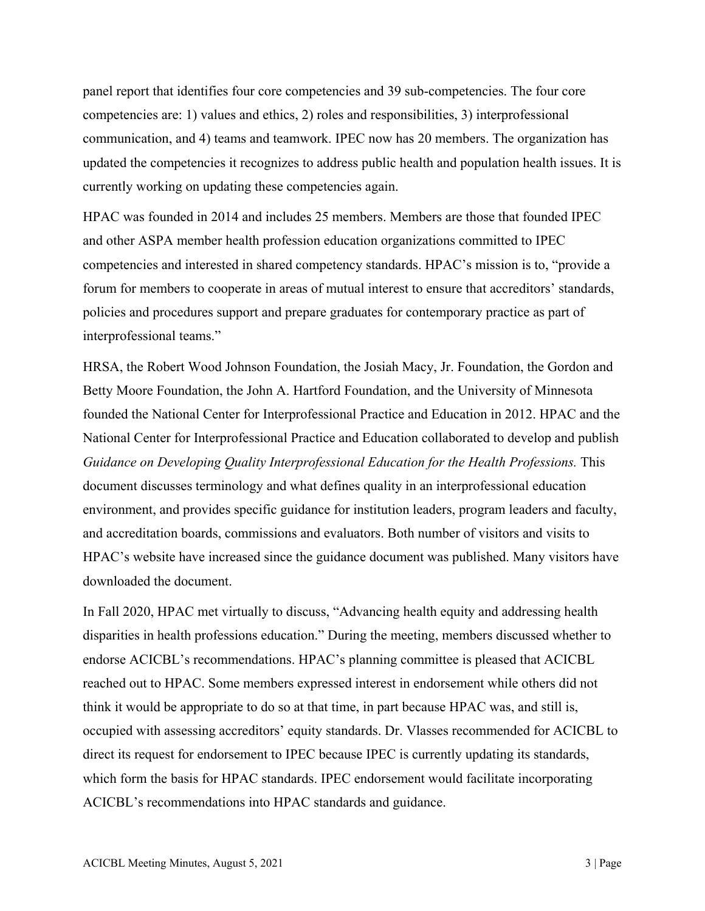panel report that identifies four core competencies and 39 sub-competencies. The four core competencies are: 1) values and ethics, 2) roles and responsibilities, 3) interprofessional communication, and 4) teams and teamwork. IPEC now has 20 members. The organization has updated the competencies it recognizes to address public health and population health issues. It is currently working on updating these competencies again.

HPAC was founded in 2014 and includes 25 members. Members are those that founded IPEC and other ASPA member health profession education organizations committed to IPEC competencies and interested in shared competency standards. HPAC's mission is to, "provide a forum for members to cooperate in areas of mutual interest to ensure that accreditors' standards, policies and procedures support and prepare graduates for contemporary practice as part of interprofessional teams."

HRSA, the Robert Wood Johnson Foundation, the Josiah Macy, Jr. Foundation, the Gordon and Betty Moore Foundation, the John A. Hartford Foundation, and the University of Minnesota founded the National Center for Interprofessional Practice and Education in 2012. HPAC and the National Center for Interprofessional Practice and Education collaborated to develop and publish *Guidance on Developing Quality Interprofessional Education for the Health Professions.* This document discusses terminology and what defines quality in an interprofessional education environment, and provides specific guidance for institution leaders, program leaders and faculty, and accreditation boards, commissions and evaluators. Both number of visitors and visits to HPAC's website have increased since the guidance document was published. Many visitors have downloaded the document.

In Fall 2020, HPAC met virtually to discuss, "Advancing health equity and addressing health disparities in health professions education." During the meeting, members discussed whether to endorse ACICBL's recommendations. HPAC's planning committee is pleased that ACICBL reached out to HPAC. Some members expressed interest in endorsement while others did not think it would be appropriate to do so at that time, in part because HPAC was, and still is, occupied with assessing accreditors' equity standards. Dr. Vlasses recommended for ACICBL to direct its request for endorsement to IPEC because IPEC is currently updating its standards, which form the basis for HPAC standards. IPEC endorsement would facilitate incorporating ACICBL's recommendations into HPAC standards and guidance.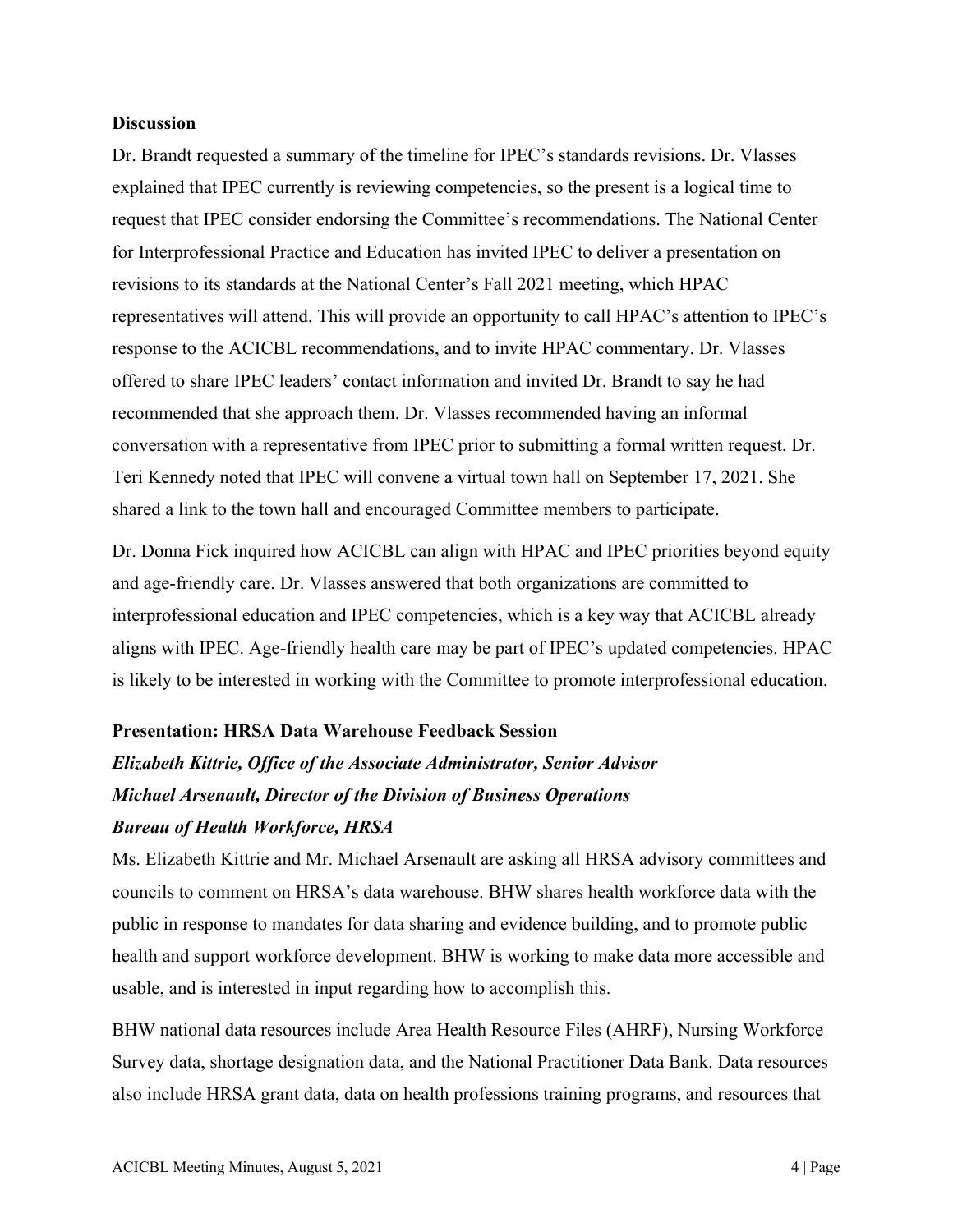**Discussion**

Dr. Brandt requested a summary of the timeline for IPEC's standards revisions. Dr. Vlasses explained that IPEC currently is reviewing competencies, so the present is a logical time to request that IPEC consider endorsing the Committee's recommendations. The National Center for Interprofessional Practice and Education has invited IPEC to deliver a presentation on revisions to its standards at the National Center's Fall 2021 meeting, which HPAC representatives will attend. This will provide an opportunity to call HPAC's attention to IPEC's response to the ACICBL recommendations, and to invite HPAC commentary. Dr. Vlasses offered to share IPEC leaders' contact information and invited Dr. Brandt to say he had recommended that she approach them. Dr. Vlasses recommended having an informal conversation with a representative from IPEC prior to submitting a formal written request. Dr. Teri Kennedy noted that IPEC will convene a virtual town hall on September 17, 2021. She shared a link to the town hall and encouraged Committee members to participate.

Dr. Donna Fick inquired how ACICBL can align with HPAC and IPEC priorities beyond equity and age-friendly care. Dr. Vlasses answered that both organizations are committed to interprofessional education and IPEC competencies, which is a key way that ACICBL already aligns with IPEC. Age-friendly health care may be part of IPEC's updated competencies. HPAC is likely to be interested in working with the Committee to promote interprofessional education.

**Presentation: HRSA Data Warehouse Feedback Session**

***Elizabeth Kittrie, Office of the Associate Administrator, Senior Advisor***
***Michael Arsenault, Director of the Division of Business Operations***
***Bureau of Health Workforce, HRSA***

Ms. Elizabeth Kittrie and Mr. Michael Arsenault are asking all HRSA advisory committees and councils to comment on HRSA's data warehouse. BHW shares health workforce data with the public in response to mandates for data sharing and evidence building, and to promote public health and support workforce development. BHW is working to make data more accessible and usable, and is interested in input regarding how to accomplish this.

BHW national data resources include Area Health Resource Files (AHRF), Nursing Workforce Survey data, shortage designation data, and the National Practitioner Data Bank. Data resources also include HRSA grant data, data on health professions training programs, and resources that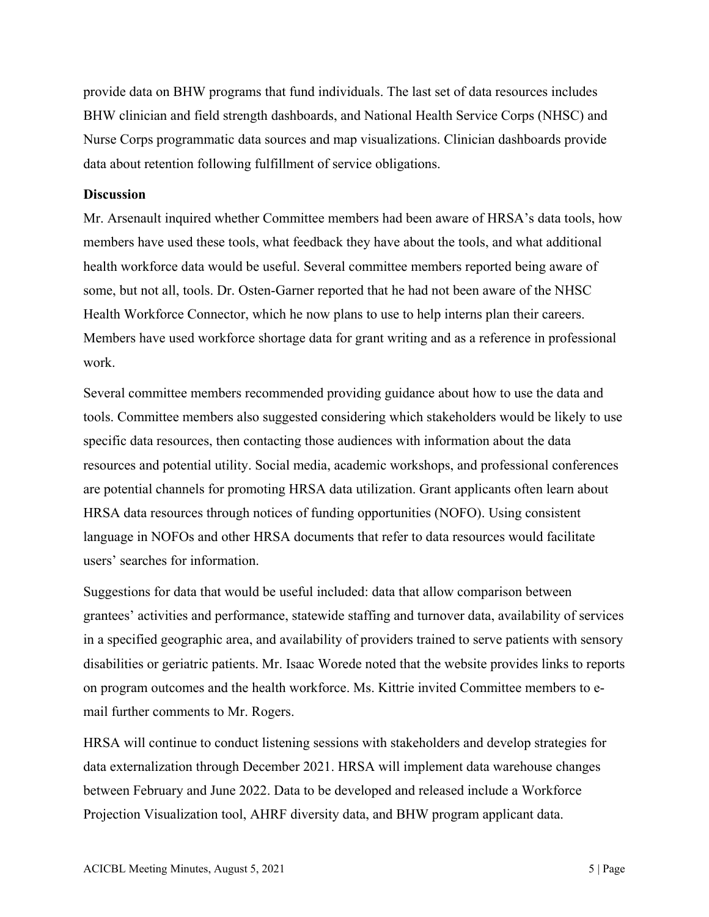provide data on BHW programs that fund individuals. The last set of data resources includes BHW clinician and field strength dashboards, and National Health Service Corps (NHSC) and Nurse Corps programmatic data sources and map visualizations. Clinician dashboards provide data about retention following fulfillment of service obligations.

**Discussion**

Mr. Arsenault inquired whether Committee members had been aware of HRSA's data tools, how members have used these tools, what feedback they have about the tools, and what additional health workforce data would be useful. Several committee members reported being aware of some, but not all, tools. Dr. Osten-Garner reported that he had not been aware of the NHSC Health Workforce Connector, which he now plans to use to help interns plan their careers. Members have used workforce shortage data for grant writing and as a reference in professional work.

Several committee members recommended providing guidance about how to use the data and tools. Committee members also suggested considering which stakeholders would be likely to use specific data resources, then contacting those audiences with information about the data resources and potential utility. Social media, academic workshops, and professional conferences are potential channels for promoting HRSA data utilization. Grant applicants often learn about HRSA data resources through notices of funding opportunities (NOFO). Using consistent language in NOFOs and other HRSA documents that refer to data resources would facilitate users' searches for information.

Suggestions for data that would be useful included: data that allow comparison between grantees' activities and performance, statewide staffing and turnover data, availability of services in a specified geographic area, and availability of providers trained to serve patients with sensory disabilities or geriatric patients. Mr. Isaac Worede noted that the website provides links to reports on program outcomes and the health workforce. Ms. Kittrie invited Committee members to e-mail further comments to Mr. Rogers.

HRSA will continue to conduct listening sessions with stakeholders and develop strategies for data externalization through December 2021. HRSA will implement data warehouse changes between February and June 2022. Data to be developed and released include a Workforce Projection Visualization tool, AHRF diversity data, and BHW program applicant data.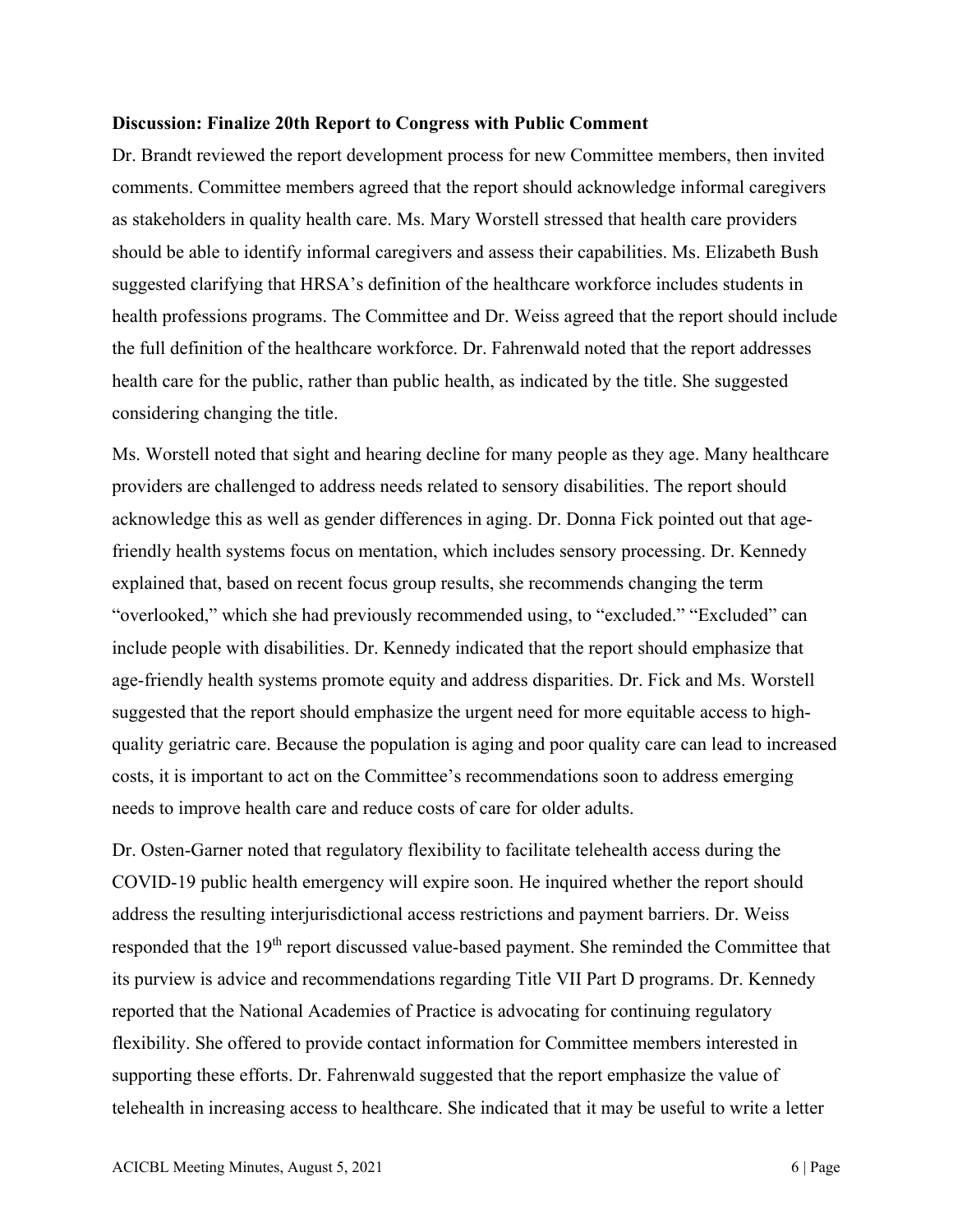**Discussion: Finalize 20th Report to Congress with Public Comment**

Dr. Brandt reviewed the report development process for new Committee members, then invited comments. Committee members agreed that the report should acknowledge informal caregivers as stakeholders in quality health care. Ms. Mary Worstell stressed that health care providers should be able to identify informal caregivers and assess their capabilities. Ms. Elizabeth Bush suggested clarifying that HRSA's definition of the healthcare workforce includes students in health professions programs. The Committee and Dr. Weiss agreed that the report should include the full definition of the healthcare workforce. Dr. Fahrenwald noted that the report addresses health care for the public, rather than public health, as indicated by the title. She suggested considering changing the title.

Ms. Worstell noted that sight and hearing decline for many people as they age. Many healthcare providers are challenged to address needs related to sensory disabilities. The report should acknowledge this as well as gender differences in aging. Dr. Donna Fick pointed out that age-friendly health systems focus on mentation, which includes sensory processing. Dr. Kennedy explained that, based on recent focus group results, she recommends changing the term "overlooked," which she had previously recommended using, to "excluded." "Excluded" can include people with disabilities. Dr. Kennedy indicated that the report should emphasize that age-friendly health systems promote equity and address disparities. Dr. Fick and Ms. Worstell suggested that the report should emphasize the urgent need for more equitable access to high-quality geriatric care. Because the population is aging and poor quality care can lead to increased costs, it is important to act on the Committee's recommendations soon to address emerging needs to improve health care and reduce costs of care for older adults.

Dr. Osten-Garner noted that regulatory flexibility to facilitate telehealth access during the COVID-19 public health emergency will expire soon. He inquired whether the report should address the resulting interjurisdictional access restrictions and payment barriers. Dr. Weiss responded that the 19th report discussed value-based payment. She reminded the Committee that its purview is advice and recommendations regarding Title VII Part D programs. Dr. Kennedy reported that the National Academies of Practice is advocating for continuing regulatory flexibility. She offered to provide contact information for Committee members interested in supporting these efforts. Dr. Fahrenwald suggested that the report emphasize the value of telehealth in increasing access to healthcare. She indicated that it may be useful to write a letter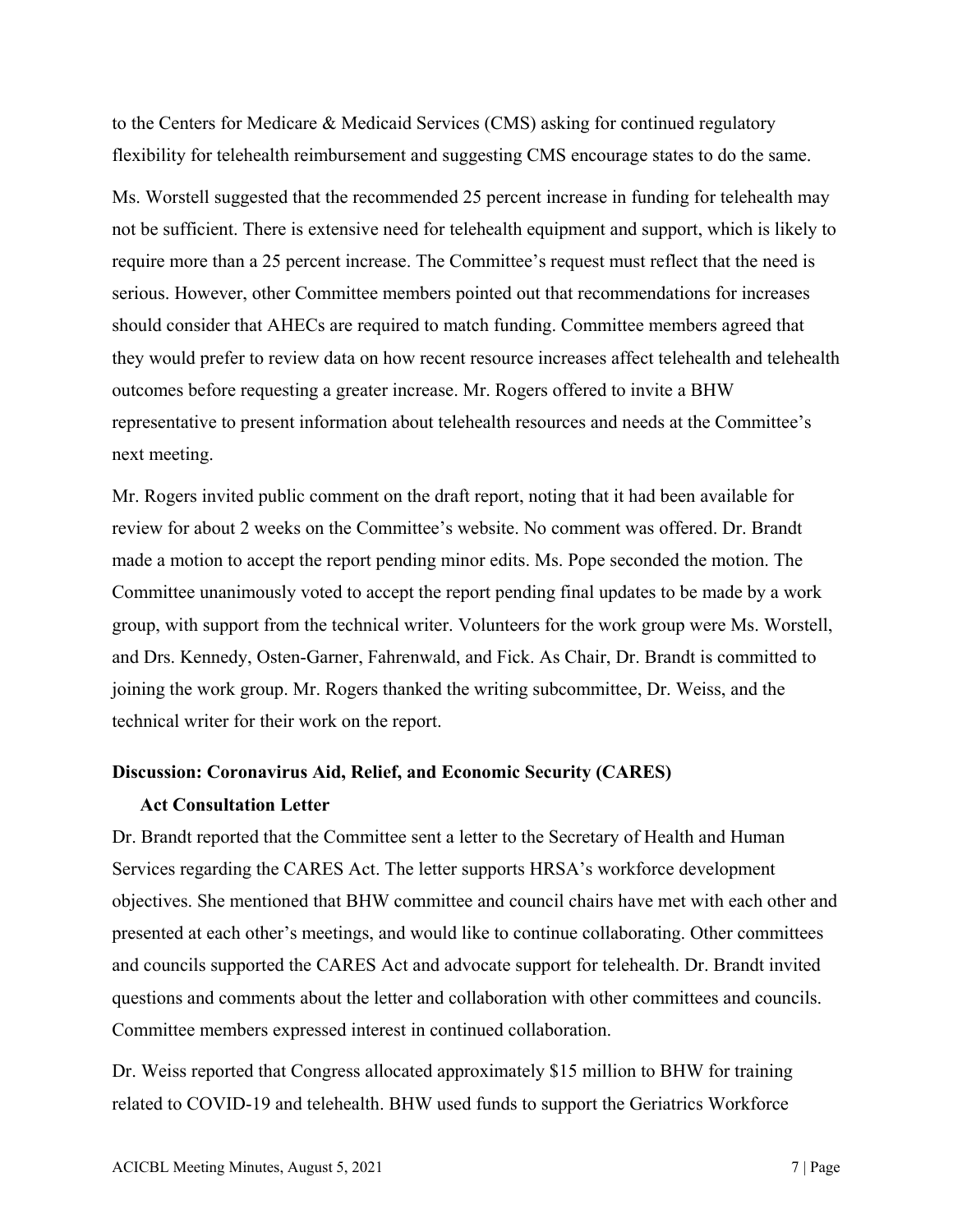to the Centers for Medicare & Medicaid Services (CMS) asking for continued regulatory flexibility for telehealth reimbursement and suggesting CMS encourage states to do the same.

Ms. Worstell suggested that the recommended 25 percent increase in funding for telehealth may not be sufficient. There is extensive need for telehealth equipment and support, which is likely to require more than a 25 percent increase. The Committee's request must reflect that the need is serious. However, other Committee members pointed out that recommendations for increases should consider that AHECs are required to match funding. Committee members agreed that they would prefer to review data on how recent resource increases affect telehealth and telehealth outcomes before requesting a greater increase. Mr. Rogers offered to invite a BHW representative to present information about telehealth resources and needs at the Committee's next meeting.

Mr. Rogers invited public comment on the draft report, noting that it had been available for review for about 2 weeks on the Committee's website. No comment was offered. Dr. Brandt made a motion to accept the report pending minor edits. Ms. Pope seconded the motion. The Committee unanimously voted to accept the report pending final updates to be made by a work group, with support from the technical writer. Volunteers for the work group were Ms. Worstell, and Drs. Kennedy, Osten-Garner, Fahrenwald, and Fick. As Chair, Dr. Brandt is committed to joining the work group. Mr. Rogers thanked the writing subcommittee, Dr. Weiss, and the technical writer for their work on the report.

**Discussion: Coronavirus Aid, Relief, and Economic Security (CARES) Act Consultation Letter**

Dr. Brandt reported that the Committee sent a letter to the Secretary of Health and Human Services regarding the CARES Act. The letter supports HRSA's workforce development objectives. She mentioned that BHW committee and council chairs have met with each other and presented at each other's meetings, and would like to continue collaborating. Other committees and councils supported the CARES Act and advocate support for telehealth. Dr. Brandt invited questions and comments about the letter and collaboration with other committees and councils. Committee members expressed interest in continued collaboration.

Dr. Weiss reported that Congress allocated approximately $15 million to BHW for training related to COVID-19 and telehealth. BHW used funds to support the Geriatrics Workforce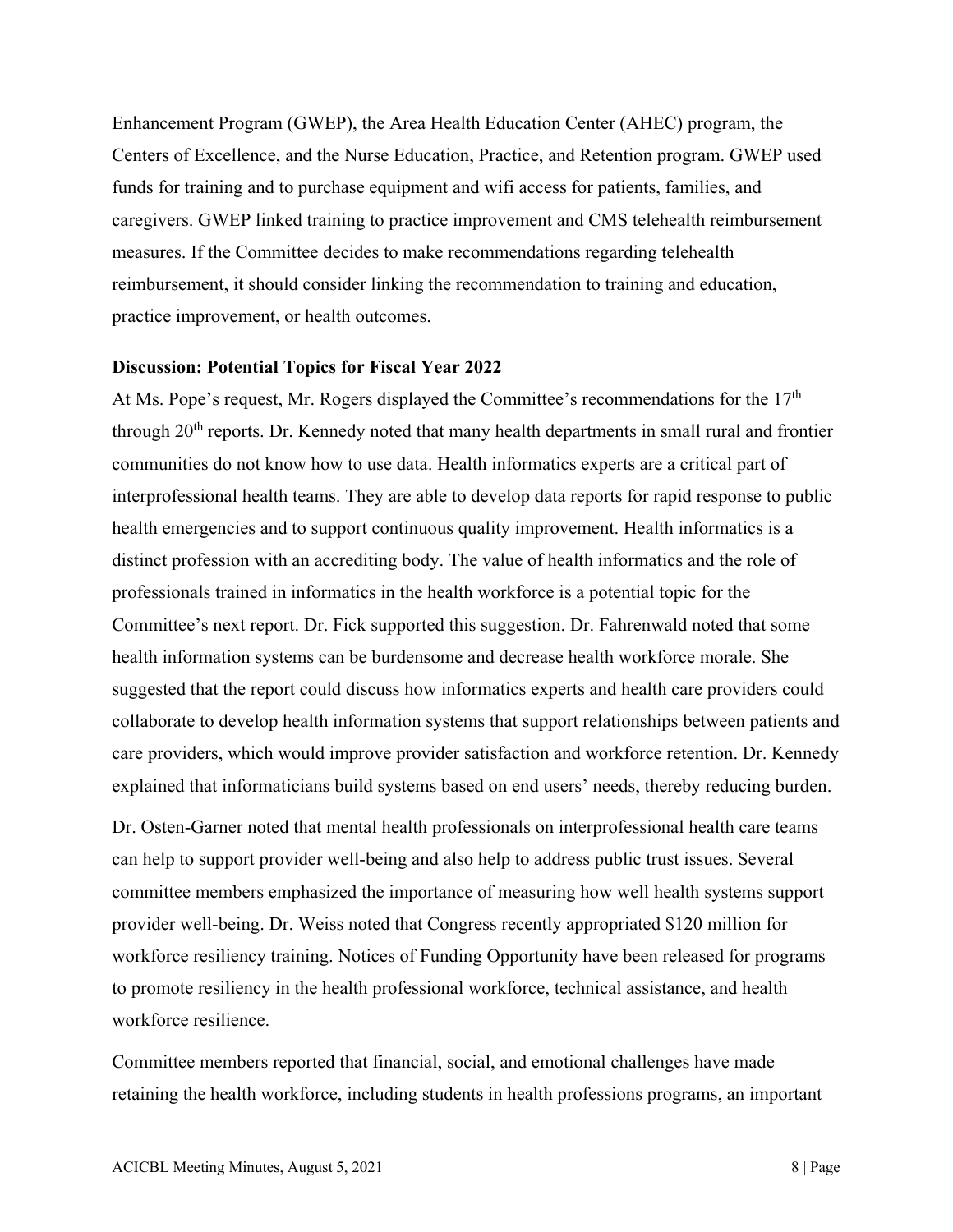Enhancement Program (GWEP), the Area Health Education Center (AHEC) program, the Centers of Excellence, and the Nurse Education, Practice, and Retention program. GWEP used funds for training and to purchase equipment and wifi access for patients, families, and caregivers. GWEP linked training to practice improvement and CMS telehealth reimbursement measures. If the Committee decides to make recommendations regarding telehealth reimbursement, it should consider linking the recommendation to training and education, practice improvement, or health outcomes.

**Discussion: Potential Topics for Fiscal Year 2022**

At Ms. Pope's request, Mr. Rogers displayed the Committee's recommendations for the 17th through 20th reports. Dr. Kennedy noted that many health departments in small rural and frontier communities do not know how to use data. Health informatics experts are a critical part of interprofessional health teams. They are able to develop data reports for rapid response to public health emergencies and to support continuous quality improvement. Health informatics is a distinct profession with an accrediting body. The value of health informatics and the role of professionals trained in informatics in the health workforce is a potential topic for the Committee's next report. Dr. Fick supported this suggestion. Dr. Fahrenwald noted that some health information systems can be burdensome and decrease health workforce morale. She suggested that the report could discuss how informatics experts and health care providers could collaborate to develop health information systems that support relationships between patients and care providers, which would improve provider satisfaction and workforce retention. Dr. Kennedy explained that informaticians build systems based on end users' needs, thereby reducing burden.

Dr. Osten-Garner noted that mental health professionals on interprofessional health care teams can help to support provider well-being and also help to address public trust issues. Several committee members emphasized the importance of measuring how well health systems support provider well-being. Dr. Weiss noted that Congress recently appropriated $120 million for workforce resiliency training. Notices of Funding Opportunity have been released for programs to promote resiliency in the health professional workforce, technical assistance, and health workforce resilience.

Committee members reported that financial, social, and emotional challenges have made retaining the health workforce, including students in health professions programs, an important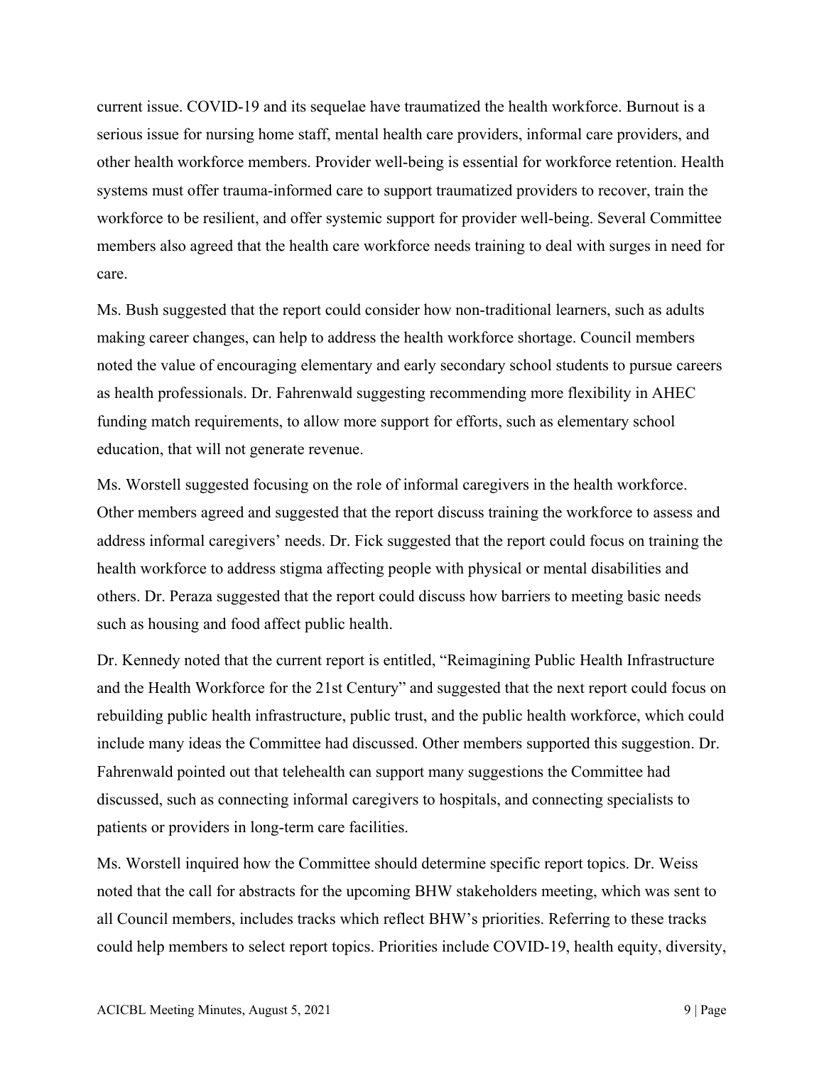current issue. COVID-19 and its sequelae have traumatized the health workforce. Burnout is a serious issue for nursing home staff, mental health care providers, informal care providers, and other health workforce members. Provider well-being is essential for workforce retention. Health systems must offer trauma-informed care to support traumatized providers to recover, train the workforce to be resilient, and offer systemic support for provider well-being. Several Committee members also agreed that the health care workforce needs training to deal with surges in need for care.

Ms. Bush suggested that the report could consider how non-traditional learners, such as adults making career changes, can help to address the health workforce shortage. Council members noted the value of encouraging elementary and early secondary school students to pursue careers as health professionals. Dr. Fahrenwald suggesting recommending more flexibility in AHEC funding match requirements, to allow more support for efforts, such as elementary school education, that will not generate revenue.

Ms. Worstell suggested focusing on the role of informal caregivers in the health workforce. Other members agreed and suggested that the report discuss training the workforce to assess and address informal caregivers' needs. Dr. Fick suggested that the report could focus on training the health workforce to address stigma affecting people with physical or mental disabilities and others. Dr. Peraza suggested that the report could discuss how barriers to meeting basic needs such as housing and food affect public health.

Dr. Kennedy noted that the current report is entitled, "Reimagining Public Health Infrastructure and the Health Workforce for the 21st Century" and suggested that the next report could focus on rebuilding public health infrastructure, public trust, and the public health workforce, which could include many ideas the Committee had discussed. Other members supported this suggestion. Dr. Fahrenwald pointed out that telehealth can support many suggestions the Committee had discussed, such as connecting informal caregivers to hospitals, and connecting specialists to patients or providers in long-term care facilities.

Ms. Worstell inquired how the Committee should determine specific report topics. Dr. Weiss noted that the call for abstracts for the upcoming BHW stakeholders meeting, which was sent to all Council members, includes tracks which reflect BHW's priorities. Referring to these tracks could help members to select report topics. Priorities include COVID-19, health equity, diversity,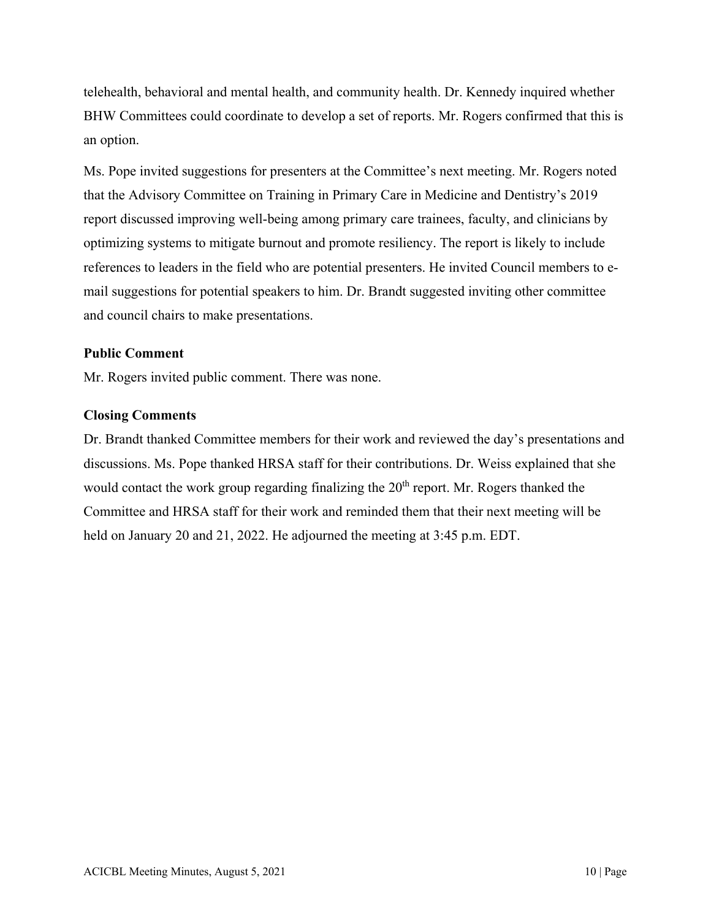telehealth, behavioral and mental health, and community health. Dr. Kennedy inquired whether BHW Committees could coordinate to develop a set of reports. Mr. Rogers confirmed that this is an option.

Ms. Pope invited suggestions for presenters at the Committee's next meeting. Mr. Rogers noted that the Advisory Committee on Training in Primary Care in Medicine and Dentistry's 2019 report discussed improving well-being among primary care trainees, faculty, and clinicians by optimizing systems to mitigate burnout and promote resiliency. The report is likely to include references to leaders in the field who are potential presenters. He invited Council members to e-mail suggestions for potential speakers to him. Dr. Brandt suggested inviting other committee and council chairs to make presentations.

**Public Comment**

Mr. Rogers invited public comment. There was none.

**Closing Comments**

Dr. Brandt thanked Committee members for their work and reviewed the day's presentations and discussions. Ms. Pope thanked HRSA staff for their contributions. Dr. Weiss explained that she would contact the work group regarding finalizing the 20th report. Mr. Rogers thanked the Committee and HRSA staff for their work and reminded them that their next meeting will be held on January 20 and 21, 2022. He adjourned the meeting at 3:45 p.m. EDT.